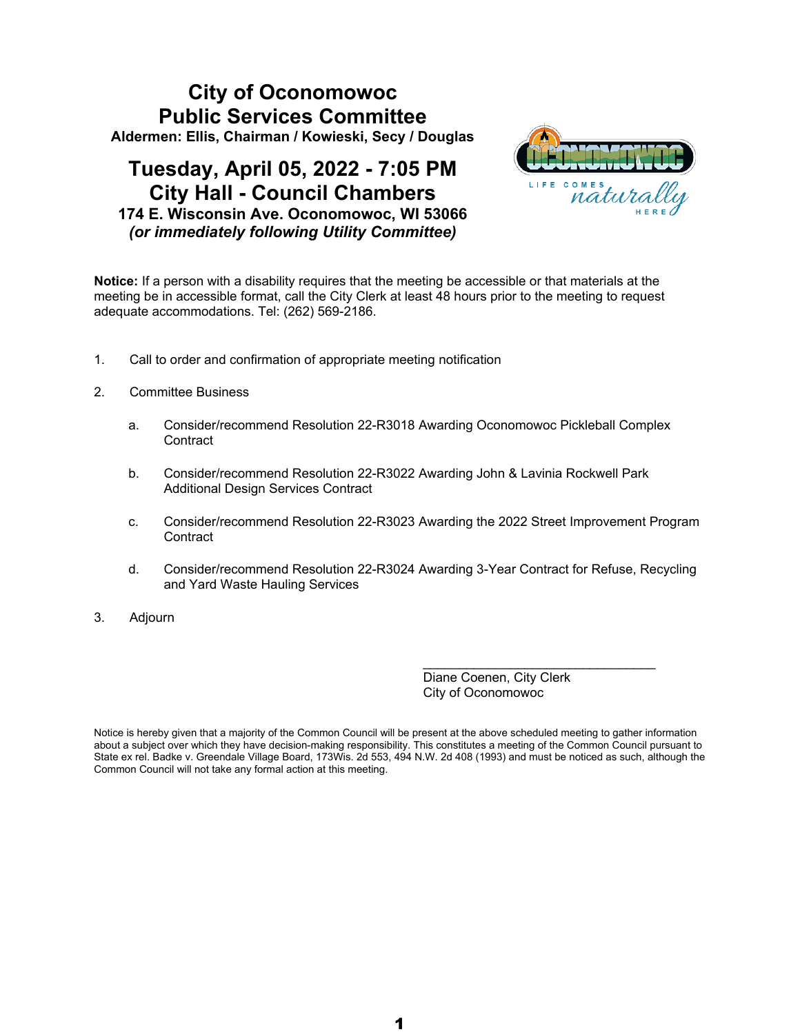# City of Oconomowoc
## Public Services Committee

**Aldermen: Ellis, Chairman / Kowieski, Secy / Douglas**

## Tuesday, April 05, 2022 - 7:05 PM
## City Hall - Council Chambers

**174 E. Wisconsin Ave. Oconomowoc, WI 53066**

***(or immediately following Utility Committee)***

**Notice:** If a person with a disability requires that the meeting be accessible or that materials at the meeting be in accessible format, call the City Clerk at least 48 hours prior to the meeting to request adequate accommodations. Tel: (262) 569-2186.

1. Call to order and confirmation of appropriate meeting notification

2. Committee Business

   a. Consider/recommend Resolution 22-R3018 Awarding Oconomowoc Pickleball Complex Contract

   b. Consider/recommend Resolution 22-R3022 Awarding John & Lavinia Rockwell Park Additional Design Services Contract

   c. Consider/recommend Resolution 22-R3023 Awarding the 2022 Street Improvement Program Contract

   d. Consider/recommend Resolution 22-R3024 Awarding 3-Year Contract for Refuse, Recycling and Yard Waste Hauling Services

3. Adjourn

\_\_\_\_\_\_\_\_\_\_\_\_\_\_\_\_\_\_\_\_\_\_\_\_\_\_\_\_\_\_\_\_

Diane Coenen, City Clerk
City of Oconomowoc

Notice is hereby given that a majority of the Common Council will be present at the above scheduled meeting to gather information about a subject over which they have decision-making responsibility. This constitutes a meeting of the Common Council pursuant to State ex rel. Badke v. Greendale Village Board, 173Wis. 2d 553, 494 N.W. 2d 408 (1993) and must be noticed as such, although the Common Council will not take any formal action at this meeting.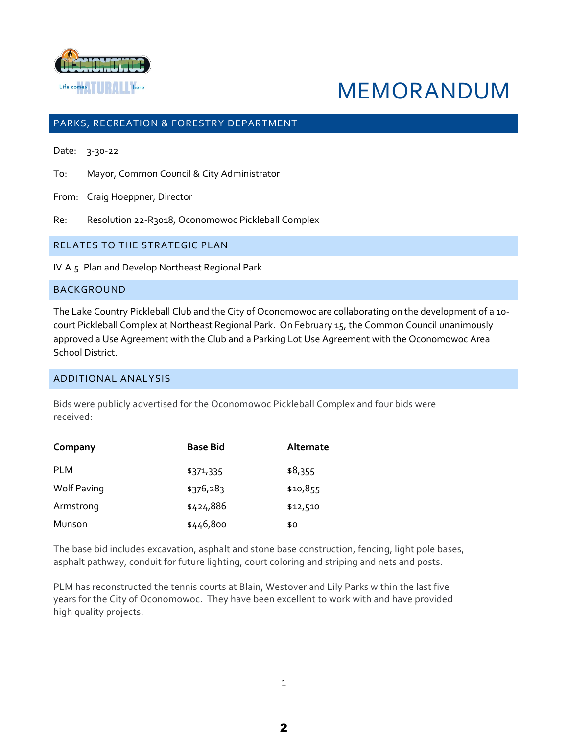# MEMORANDUM

## PARKS, RECREATION & FORESTRY DEPARTMENT

Date: 3-30-22

To: Mayor, Common Council & City Administrator

From: Craig Hoeppner, Director

Re: Resolution 22-R3018, Oconomowoc Pickleball Complex

## RELATES TO THE STRATEGIC PLAN

IV.A.5. Plan and Develop Northeast Regional Park

## BACKGROUND

The Lake Country Pickleball Club and the City of Oconomowoc are collaborating on the development of a 10-court Pickleball Complex at Northeast Regional Park. On February 15, the Common Council unanimously approved a Use Agreement with the Club and a Parking Lot Use Agreement with the Oconomowoc Area School District.

## ADDITIONAL ANALYSIS

Bids were publicly advertised for the Oconomowoc Pickleball Complex and four bids were received:

| Company | Base Bid | Alternate |
|---|---|---|
| PLM | $371,335 | $8,355 |
| Wolf Paving | $376,283 | $10,855 |
| Armstrong | $424,886 | $12,510 |
| Munson | $446,800 | $0 |

The base bid includes excavation, asphalt and stone base construction, fencing, light pole bases, asphalt pathway, conduit for future lighting, court coloring and striping and nets and posts.

PLM has reconstructed the tennis courts at Blain, Westover and Lily Parks within the last five years for the City of Oconomowoc. They have been excellent to work with and have provided high quality projects.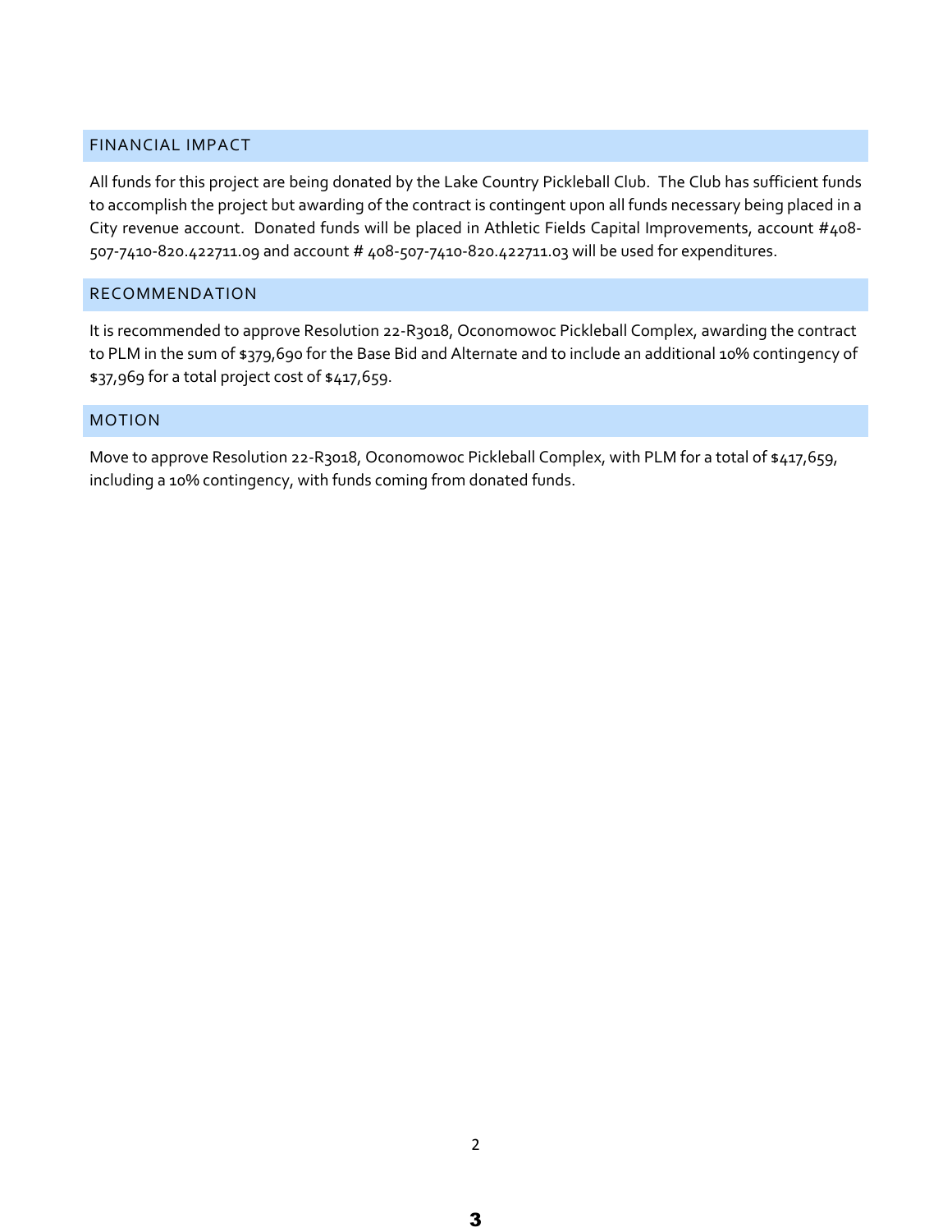## FINANCIAL IMPACT

All funds for this project are being donated by the Lake Country Pickleball Club. The Club has sufficient funds to accomplish the project but awarding of the contract is contingent upon all funds necessary being placed in a City revenue account. Donated funds will be placed in Athletic Fields Capital Improvements, account #408-507-7410-820.422711.09 and account # 408-507-7410-820.422711.03 will be used for expenditures.

## RECOMMENDATION

It is recommended to approve Resolution 22-R3018, Oconomowoc Pickleball Complex, awarding the contract to PLM in the sum of $379,690 for the Base Bid and Alternate and to include an additional 10% contingency of $37,969 for a total project cost of $417,659.

## MOTION

Move to approve Resolution 22-R3018, Oconomowoc Pickleball Complex, with PLM for a total of $417,659, including a 10% contingency, with funds coming from donated funds.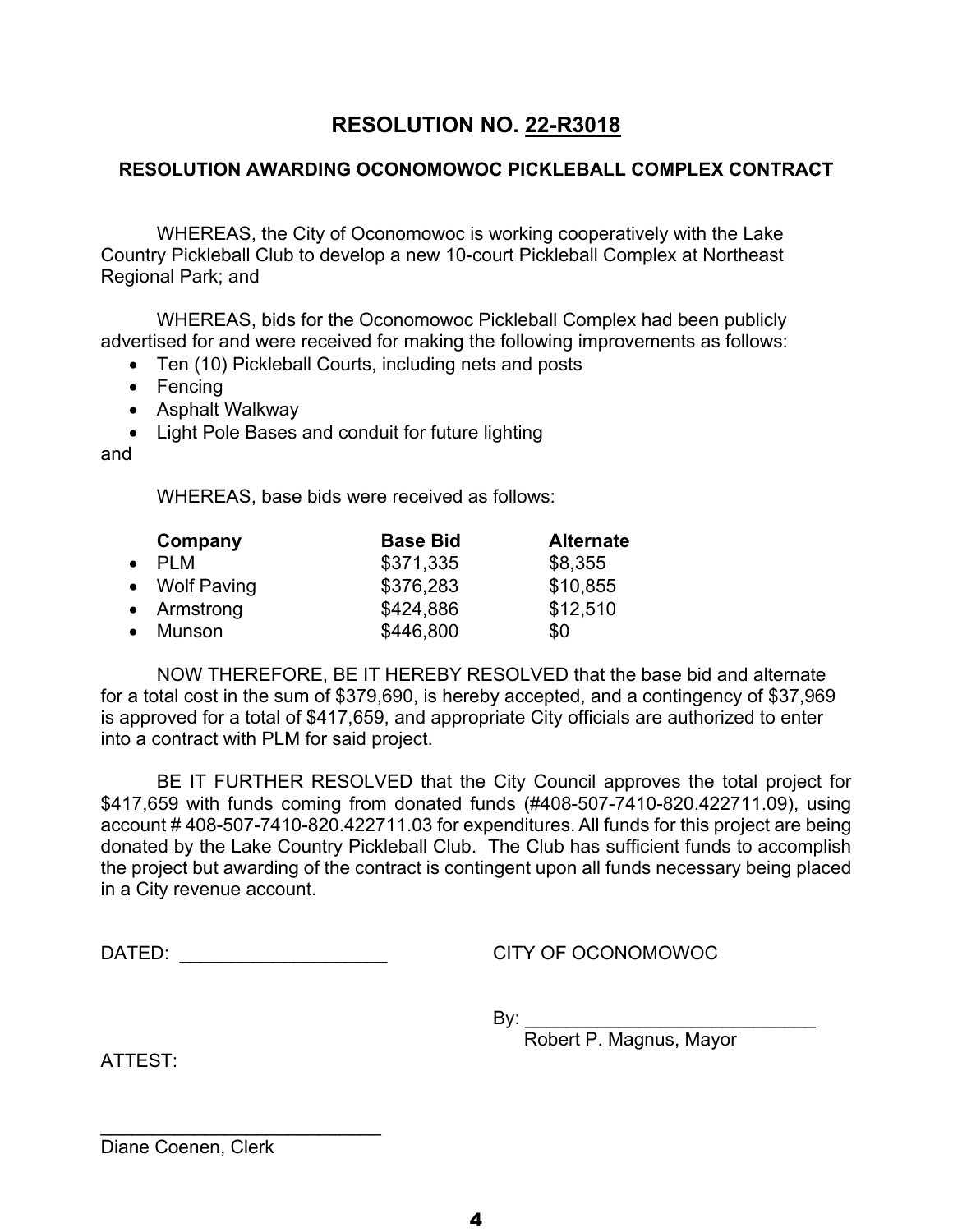# RESOLUTION NO. 22-R3018

## RESOLUTION AWARDING OCONOMOWOC PICKLEBALL COMPLEX CONTRACT

WHEREAS, the City of Oconomowoc is working cooperatively with the Lake Country Pickleball Club to develop a new 10-court Pickleball Complex at Northeast Regional Park; and

WHEREAS, bids for the Oconomowoc Pickleball Complex had been publicly advertised for and were received for making the following improvements as follows:

- Ten (10) Pickleball Courts, including nets and posts
- Fencing
- Asphalt Walkway
- Light Pole Bases and conduit for future lighting

and

WHEREAS, base bids were received as follows:

| Company | Base Bid | Alternate |
|---|---|---|
| PLM | $371,335 | $8,355 |
| Wolf Paving | $376,283 | $10,855 |
| Armstrong | $424,886 | $12,510 |
| Munson | $446,800 | $0 |

NOW THEREFORE, BE IT HEREBY RESOLVED that the base bid and alternate for a total cost in the sum of $379,690, is hereby accepted, and a contingency of $37,969 is approved for a total of $417,659, and appropriate City officials are authorized to enter into a contract with PLM for said project.

BE IT FURTHER RESOLVED that the City Council approves the total project for $417,659 with funds coming from donated funds (#408-507-7410-820.422711.09), using account # 408-507-7410-820.422711.03 for expenditures. All funds for this project are being donated by the Lake Country Pickleball Club. The Club has sufficient funds to accomplish the project but awarding of the contract is contingent upon all funds necessary being placed in a City revenue account.

DATED: ____________________

CITY OF OCONOMOWOC

By: ____________________________
Robert P. Magnus, Mayor

ATTEST:

____________________________
Diane Coenen, Clerk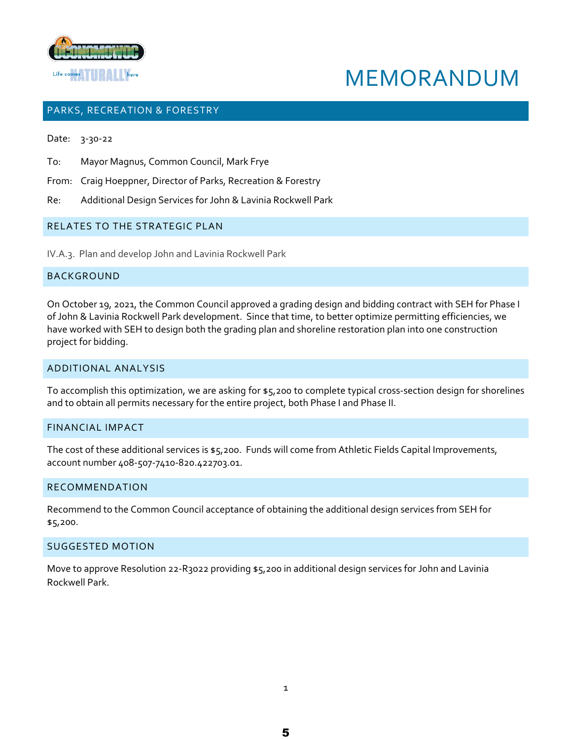# MEMORANDUM

## PARKS, RECREATION & FORESTRY

Date: 3-30-22

To: Mayor Magnus, Common Council, Mark Frye

From: Craig Hoeppner, Director of Parks, Recreation & Forestry

Re: Additional Design Services for John & Lavinia Rockwell Park

## RELATES TO THE STRATEGIC PLAN

IV.A.3. Plan and develop John and Lavinia Rockwell Park

## BACKGROUND

On October 19, 2021, the Common Council approved a grading design and bidding contract with SEH for Phase I of John & Lavinia Rockwell Park development. Since that time, to better optimize permitting efficiencies, we have worked with SEH to design both the grading plan and shoreline restoration plan into one construction project for bidding.

## ADDITIONAL ANALYSIS

To accomplish this optimization, we are asking for $5,200 to complete typical cross-section design for shorelines and to obtain all permits necessary for the entire project, both Phase I and Phase II.

## FINANCIAL IMPACT

The cost of these additional services is $5,200. Funds will come from Athletic Fields Capital Improvements, account number 408-507-7410-820.422703.01.

## RECOMMENDATION

Recommend to the Common Council acceptance of obtaining the additional design services from SEH for $5,200.

## SUGGESTED MOTION

Move to approve Resolution 22-R3022 providing $5,200 in additional design services for John and Lavinia Rockwell Park.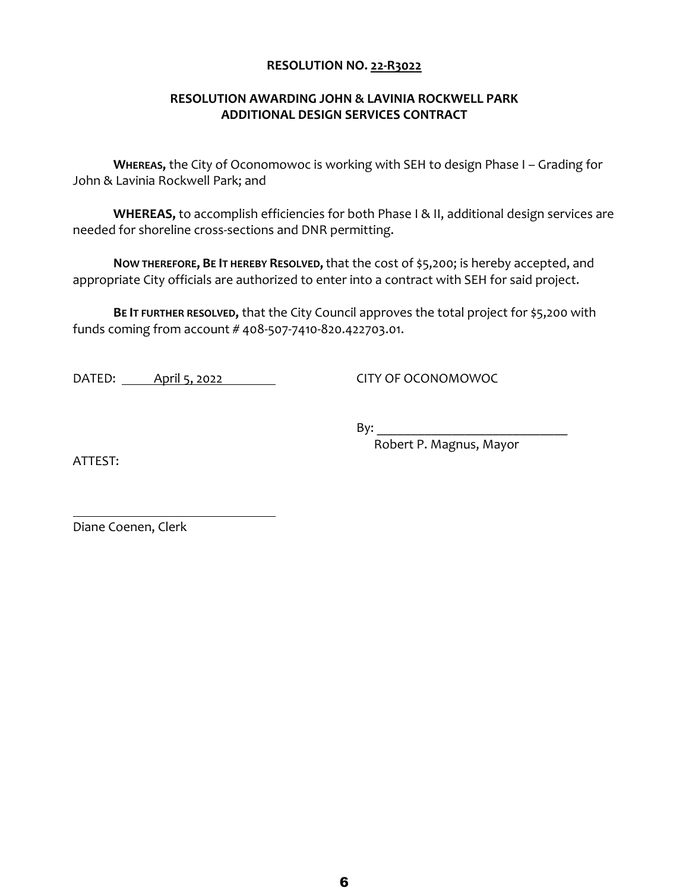**RESOLUTION NO. 22-R3022**

**RESOLUTION AWARDING JOHN & LAVINIA ROCKWELL PARK ADDITIONAL DESIGN SERVICES CONTRACT**

**WHEREAS,** the City of Oconomowoc is working with SEH to design Phase I – Grading for John & Lavinia Rockwell Park; and

**WHEREAS,** to accomplish efficiencies for both Phase I & II, additional design services are needed for shoreline cross-sections and DNR permitting.

**NOW THEREFORE, BE IT HEREBY RESOLVED,** that the cost of $5,200; is hereby accepted, and appropriate City officials are authorized to enter into a contract with SEH for said project.

**BE IT FURTHER RESOLVED,** that the City Council approves the total project for $5,200 with funds coming from account # 408-507-7410-820.422703.01.

DATED: April 5, 2022

CITY OF OCONOMOWOC

By: ______________________________
Robert P. Magnus, Mayor

ATTEST:

______________________________
Diane Coenen, Clerk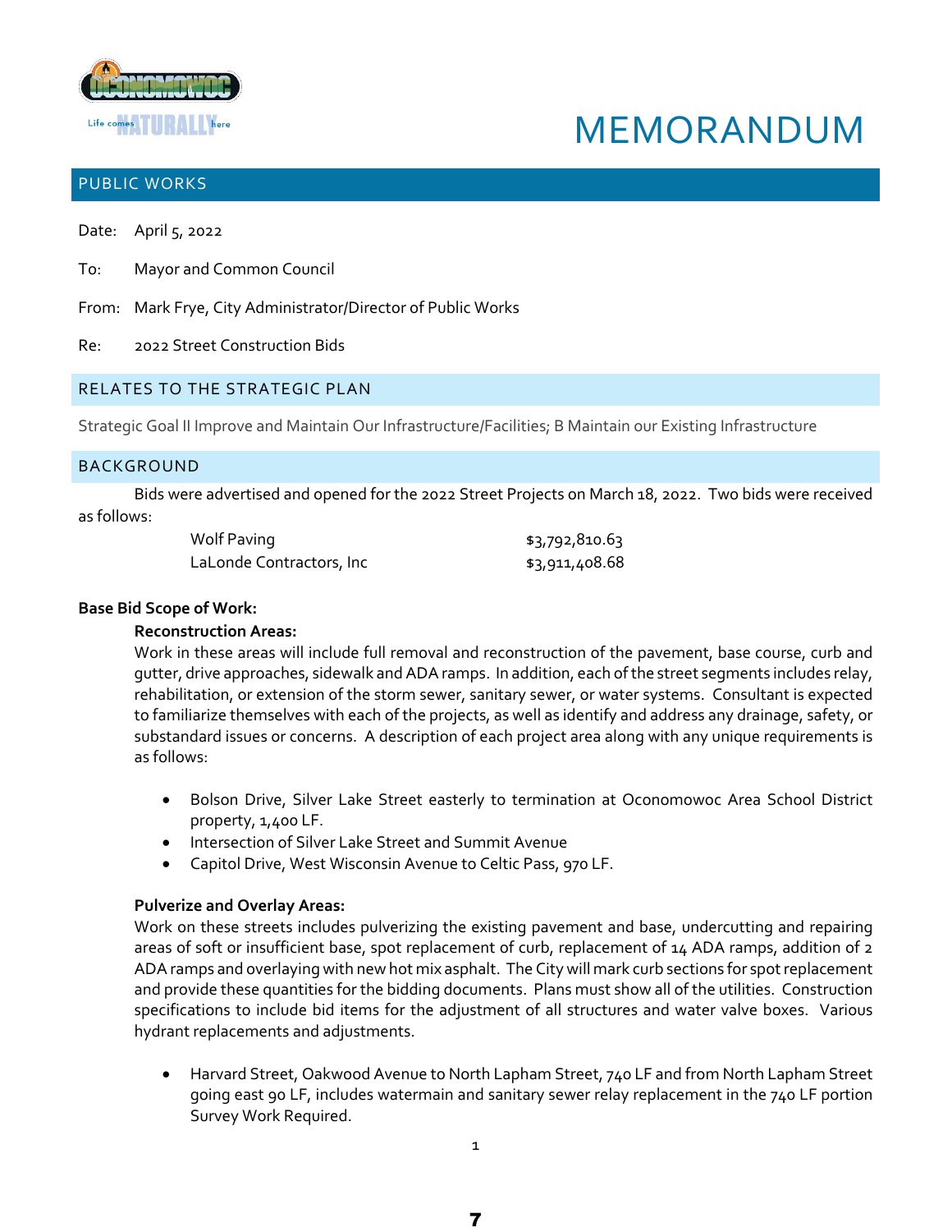# MEMORANDUM

## PUBLIC WORKS

Date: April 5, 2022

To: Mayor and Common Council

From: Mark Frye, City Administrator/Director of Public Works

Re: 2022 Street Construction Bids

## RELATES TO THE STRATEGIC PLAN

Strategic Goal II Improve and Maintain Our Infrastructure/Facilities; B Maintain our Existing Infrastructure

## BACKGROUND

Bids were advertised and opened for the 2022 Street Projects on March 18, 2022. Two bids were received as follows:

| | |
|---|---|
| Wolf Paving | $3,792,810.63 |
| LaLonde Contractors, Inc | $3,911,408.68 |

**Base Bid Scope of Work:**

**Reconstruction Areas:**

Work in these areas will include full removal and reconstruction of the pavement, base course, curb and gutter, drive approaches, sidewalk and ADA ramps. In addition, each of the street segments includes relay, rehabilitation, or extension of the storm sewer, sanitary sewer, or water systems. Consultant is expected to familiarize themselves with each of the projects, as well as identify and address any drainage, safety, or substandard issues or concerns. A description of each project area along with any unique requirements is as follows:

- Bolson Drive, Silver Lake Street easterly to termination at Oconomowoc Area School District property, 1,400 LF.
- Intersection of Silver Lake Street and Summit Avenue
- Capitol Drive, West Wisconsin Avenue to Celtic Pass, 970 LF.

**Pulverize and Overlay Areas:**

Work on these streets includes pulverizing the existing pavement and base, undercutting and repairing areas of soft or insufficient base, spot replacement of curb, replacement of 14 ADA ramps, addition of 2 ADA ramps and overlaying with new hot mix asphalt. The City will mark curb sections for spot replacement and provide these quantities for the bidding documents. Plans must show all of the utilities. Construction specifications to include bid items for the adjustment of all structures and water valve boxes. Various hydrant replacements and adjustments.

- Harvard Street, Oakwood Avenue to North Lapham Street, 740 LF and from North Lapham Street going east 90 LF, includes watermain and sanitary sewer relay replacement in the 740 LF portion Survey Work Required.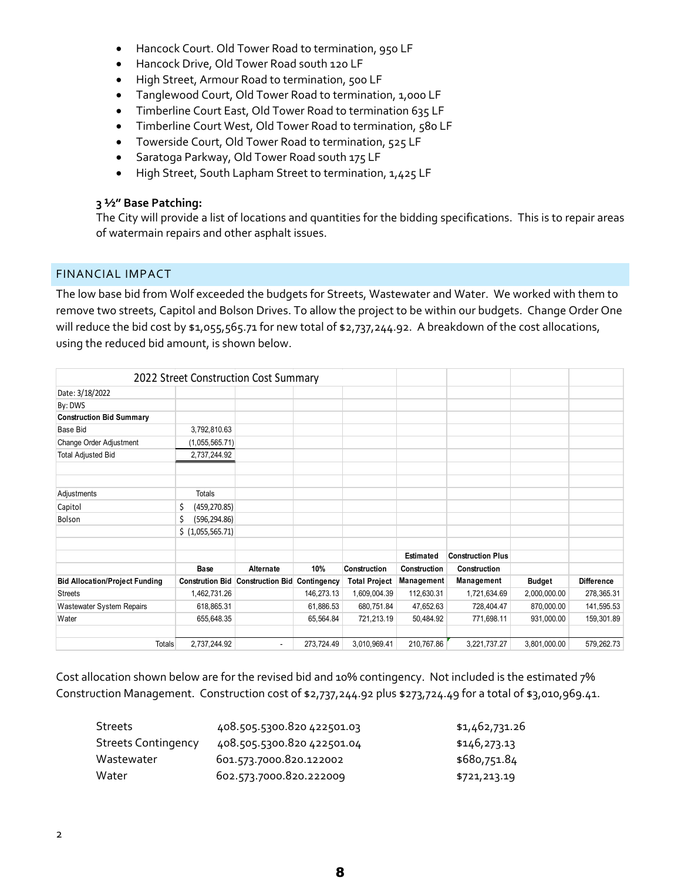- Hancock Court. Old Tower Road to termination, 950 LF
- Hancock Drive, Old Tower Road south 120 LF
- High Street, Armour Road to termination, 500 LF
- Tanglewood Court, Old Tower Road to termination, 1,000 LF
- Timberline Court East, Old Tower Road to termination 635 LF
- Timberline Court West, Old Tower Road to termination, 580 LF
- Towerside Court, Old Tower Road to termination, 525 LF
- Saratoga Parkway, Old Tower Road south 175 LF
- High Street, South Lapham Street to termination, 1,425 LF

**3 ½" Base Patching:**
The City will provide a list of locations and quantities for the bidding specifications. This is to repair areas of watermain repairs and other asphalt issues.

## FINANCIAL IMPACT

The low base bid from Wolf exceeded the budgets for Streets, Wastewater and Water. We worked with them to remove two streets, Capitol and Bolson Drives. To allow the project to be within our budgets. Change Order One will reduce the bid cost by $1,055,565.71 for new total of $2,737,244.92. A breakdown of the cost allocations, using the reduced bid amount, is shown below.

| 2022 Street Construction Cost Summary | | | | | | | | |
|---|---|---|---|---|---|---|---|---|
| Date: 3/18/2022 | | | | | | | | |
| By: DWS | | | | | | | | |
| **Construction Bid Summary** | | | | | | | | |
| Base Bid | 3,792,810.63 | | | | | | | |
| Change Order Adjustment | (1,055,565.71) | | | | | | | |
| Total Adjusted Bid | 2,737,244.92 | | | | | | | |
| | | | | | | | | |
| Adjustments | Totals | | | | | | | |
| Capitol | $ (459,270.85) | | | | | | | |
| Bolson | $ (596,294.86) | | | | | | | |
| | $ (1,055,565.71) | | | | | | | |
| | | | | | **Estimated** | **Construction Plus** | | |
| | **Base** | **Alternate** | **10%** | **Construction** | **Construction** | **Construction** | | |
| **Bid Allocation/Project Funding** | **Constrution Bid** | **Construction Bid** | **Contingency** | **Total Project** | **Management** | **Management** | **Budget** | **Difference** |
| Streets | 1,462,731.26 | | 146,273.13 | 1,609,004.39 | 112,630.31 | 1,721,634.69 | 2,000,000.00 | 278,365.31 |
| Wastewater System Repairs | 618,865.31 | | 61,886.53 | 680,751.84 | 47,652.63 | 728,404.47 | 870,000.00 | 141,595.53 |
| Water | 655,648.35 | | 65,564.84 | 721,213.19 | 50,484.92 | 771,698.11 | 931,000.00 | 159,301.89 |
| | | | | | | | | |
| Totals | 2,737,244.92 | - | 273,724.49 | 3,010,969.41 | 210,767.86 | 3,221,737.27 | 3,801,000.00 | 579,262.73 |

Cost allocation shown below are for the revised bid and 10% contingency. Not included is the estimated 7% Construction Management. Construction cost of $2,737,244.92 plus $273,724.49 for a total of $3,010,969.41.

| | | |
|---|---|---|
| Streets | 408.505.5300.820 422501.03 | $1,462,731.26 |
| Streets Contingency | 408.505.5300.820 422501.04 | $146,273.13 |
| Wastewater | 601.573.7000.820.122002 | $680,751.84 |
| Water | 602.573.7000.820.222009 | $721,213.19 |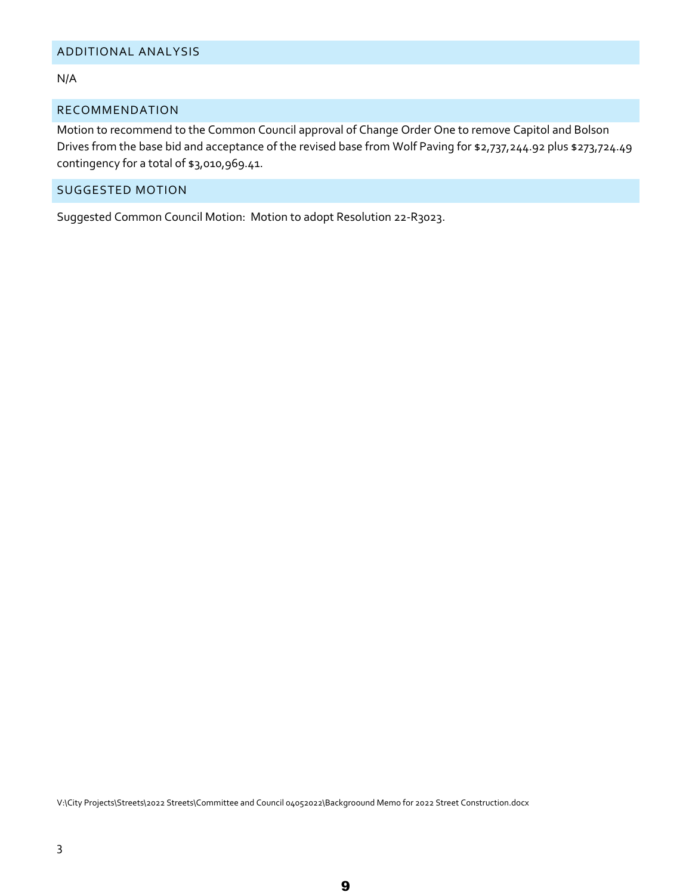## ADDITIONAL ANALYSIS

N/A

## RECOMMENDATION

Motion to recommend to the Common Council approval of Change Order One to remove Capitol and Bolson Drives from the base bid and acceptance of the revised base from Wolf Paving for $2,737,244.92 plus $273,724.49 contingency for a total of $3,010,969.41.

## SUGGESTED MOTION

Suggested Common Council Motion: Motion to adopt Resolution 22-R3023.

V:\City Projects\Streets\2022 Streets\Committee and Council 04052022\Backgroound Memo for 2022 Street Construction.docx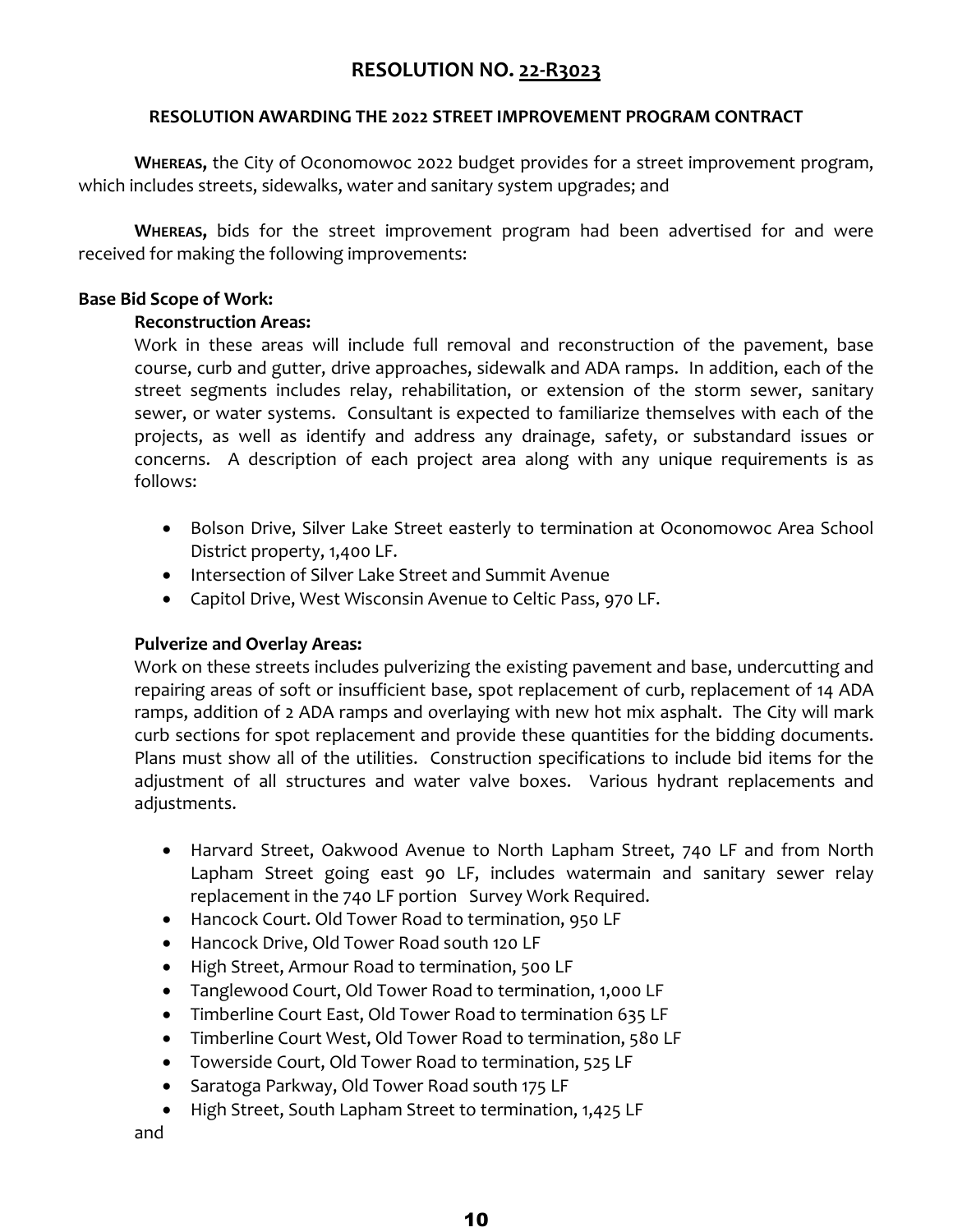# RESOLUTION NO. 22-R3023

### RESOLUTION AWARDING THE 2022 STREET IMPROVEMENT PROGRAM CONTRACT

**WHEREAS,** the City of Oconomowoc 2022 budget provides for a street improvement program, which includes streets, sidewalks, water and sanitary system upgrades; and

**WHEREAS,** bids for the street improvement program had been advertised for and were received for making the following improvements:

**Base Bid Scope of Work:**

**Reconstruction Areas:**

Work in these areas will include full removal and reconstruction of the pavement, base course, curb and gutter, drive approaches, sidewalk and ADA ramps. In addition, each of the street segments includes relay, rehabilitation, or extension of the storm sewer, sanitary sewer, or water systems. Consultant is expected to familiarize themselves with each of the projects, as well as identify and address any drainage, safety, or substandard issues or concerns. A description of each project area along with any unique requirements is as follows:

- Bolson Drive, Silver Lake Street easterly to termination at Oconomowoc Area School District property, 1,400 LF.
- Intersection of Silver Lake Street and Summit Avenue
- Capitol Drive, West Wisconsin Avenue to Celtic Pass, 970 LF.

**Pulverize and Overlay Areas:**

Work on these streets includes pulverizing the existing pavement and base, undercutting and repairing areas of soft or insufficient base, spot replacement of curb, replacement of 14 ADA ramps, addition of 2 ADA ramps and overlaying with new hot mix asphalt. The City will mark curb sections for spot replacement and provide these quantities for the bidding documents. Plans must show all of the utilities. Construction specifications to include bid items for the adjustment of all structures and water valve boxes. Various hydrant replacements and adjustments.

- Harvard Street, Oakwood Avenue to North Lapham Street, 740 LF and from North Lapham Street going east 90 LF, includes watermain and sanitary sewer relay replacement in the 740 LF portion Survey Work Required.
- Hancock Court. Old Tower Road to termination, 950 LF
- Hancock Drive, Old Tower Road south 120 LF
- High Street, Armour Road to termination, 500 LF
- Tanglewood Court, Old Tower Road to termination, 1,000 LF
- Timberline Court East, Old Tower Road to termination 635 LF
- Timberline Court West, Old Tower Road to termination, 580 LF
- Towerside Court, Old Tower Road to termination, 525 LF
- Saratoga Parkway, Old Tower Road south 175 LF
- High Street, South Lapham Street to termination, 1,425 LF

and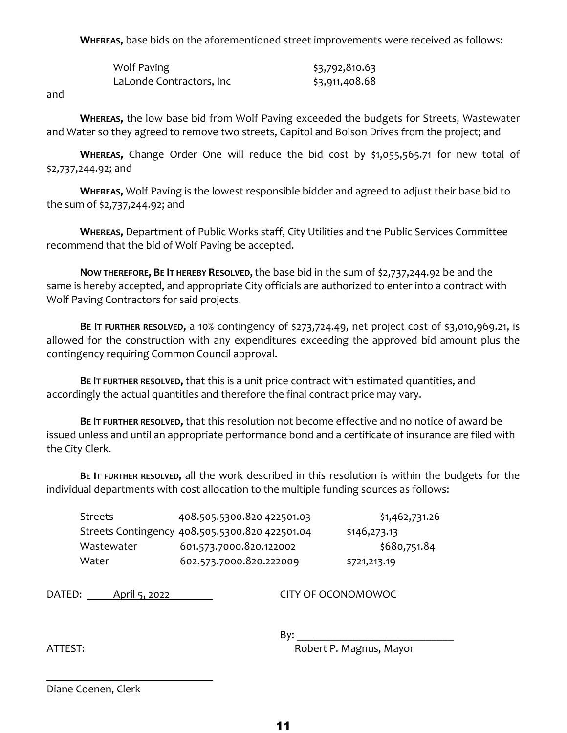**WHEREAS,** base bids on the aforementioned street improvements were received as follows:

| | |
|---|---|
| Wolf Paving | $3,792,810.63 |
| LaLonde Contractors, Inc | $3,911,408.68 |

and

**WHEREAS,** the low base bid from Wolf Paving exceeded the budgets for Streets, Wastewater and Water so they agreed to remove two streets, Capitol and Bolson Drives from the project; and

**WHEREAS,** Change Order One will reduce the bid cost by $1,055,565.71 for new total of $2,737,244.92; and

**WHEREAS,** Wolf Paving is the lowest responsible bidder and agreed to adjust their base bid to the sum of $2,737,244.92; and

**WHEREAS,** Department of Public Works staff, City Utilities and the Public Services Committee recommend that the bid of Wolf Paving be accepted.

**NOW THEREFORE, BE IT HEREBY RESOLVED,** the base bid in the sum of $2,737,244.92 be and the same is hereby accepted, and appropriate City officials are authorized to enter into a contract with Wolf Paving Contractors for said projects.

**BE IT FURTHER RESOLVED,** a 10% contingency of $273,724.49, net project cost of $3,010,969.21, is allowed for the construction with any expenditures exceeding the approved bid amount plus the contingency requiring Common Council approval.

**BE IT FURTHER RESOLVED,** that this is a unit price contract with estimated quantities, and accordingly the actual quantities and therefore the final contract price may vary.

**BE IT FURTHER RESOLVED,** that this resolution not become effective and no notice of award be issued unless and until an appropriate performance bond and a certificate of insurance are filed with the City Clerk.

**BE IT FURTHER RESOLVED,** all the work described in this resolution is within the budgets for the individual departments with cost allocation to the multiple funding sources as follows:

| | | |
|---|---|---|
| Streets | 408.505.5300.820 422501.03 | $1,462,731.26 |
| Streets Contingency | 408.505.5300.820 422501.04 | $146,273.13 |
| Wastewater | 601.573.7000.820.122002 | $680,751.84 |
| Water | 602.573.7000.820.222009 | $721,213.19 |

DATED: April 5, 2022

CITY OF OCONOMOWOC

By: ______________________________
Robert P. Magnus, Mayor

ATTEST:

______________________________
Diane Coenen, Clerk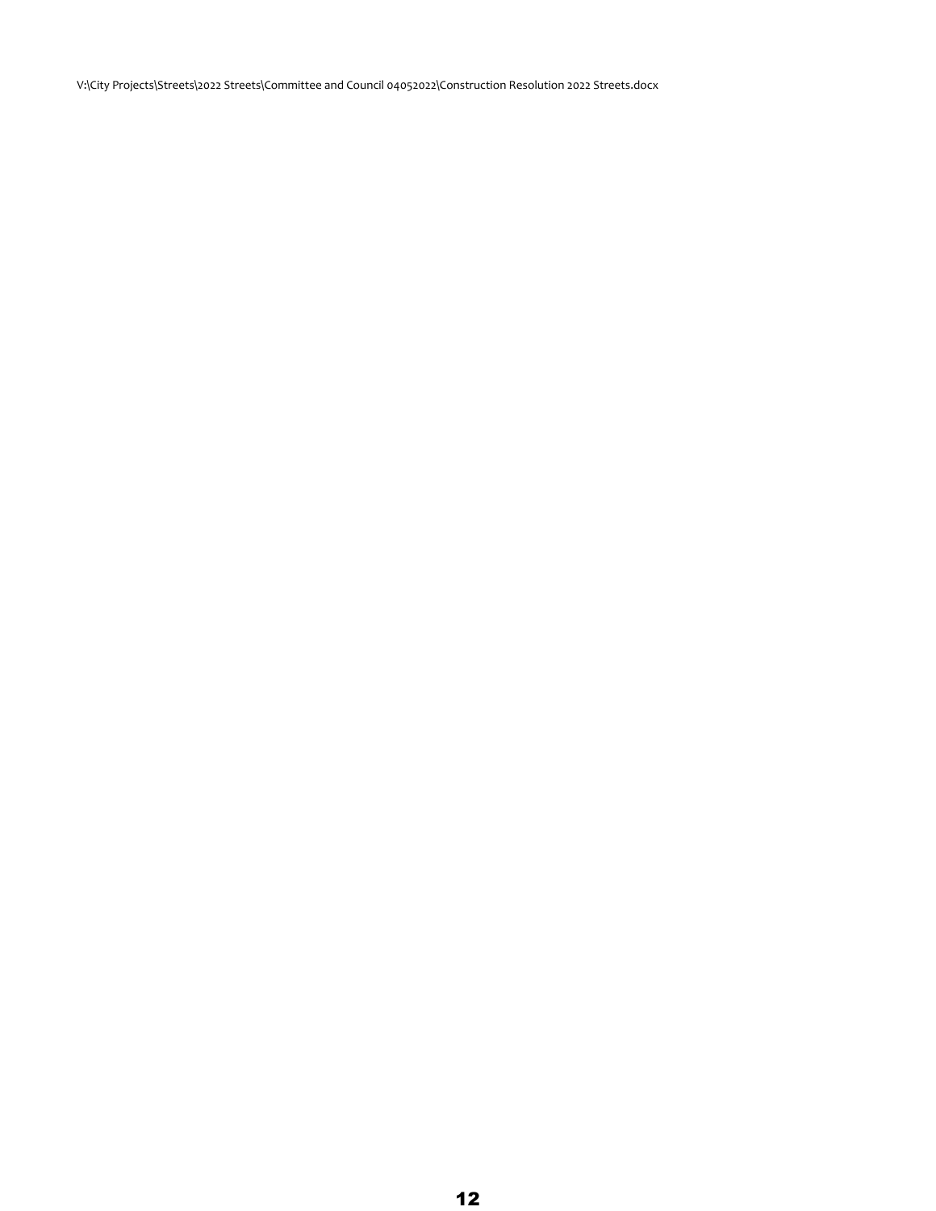V:\City Projects\Streets\2022 Streets\Committee and Council 04052022\Construction Resolution 2022 Streets.docx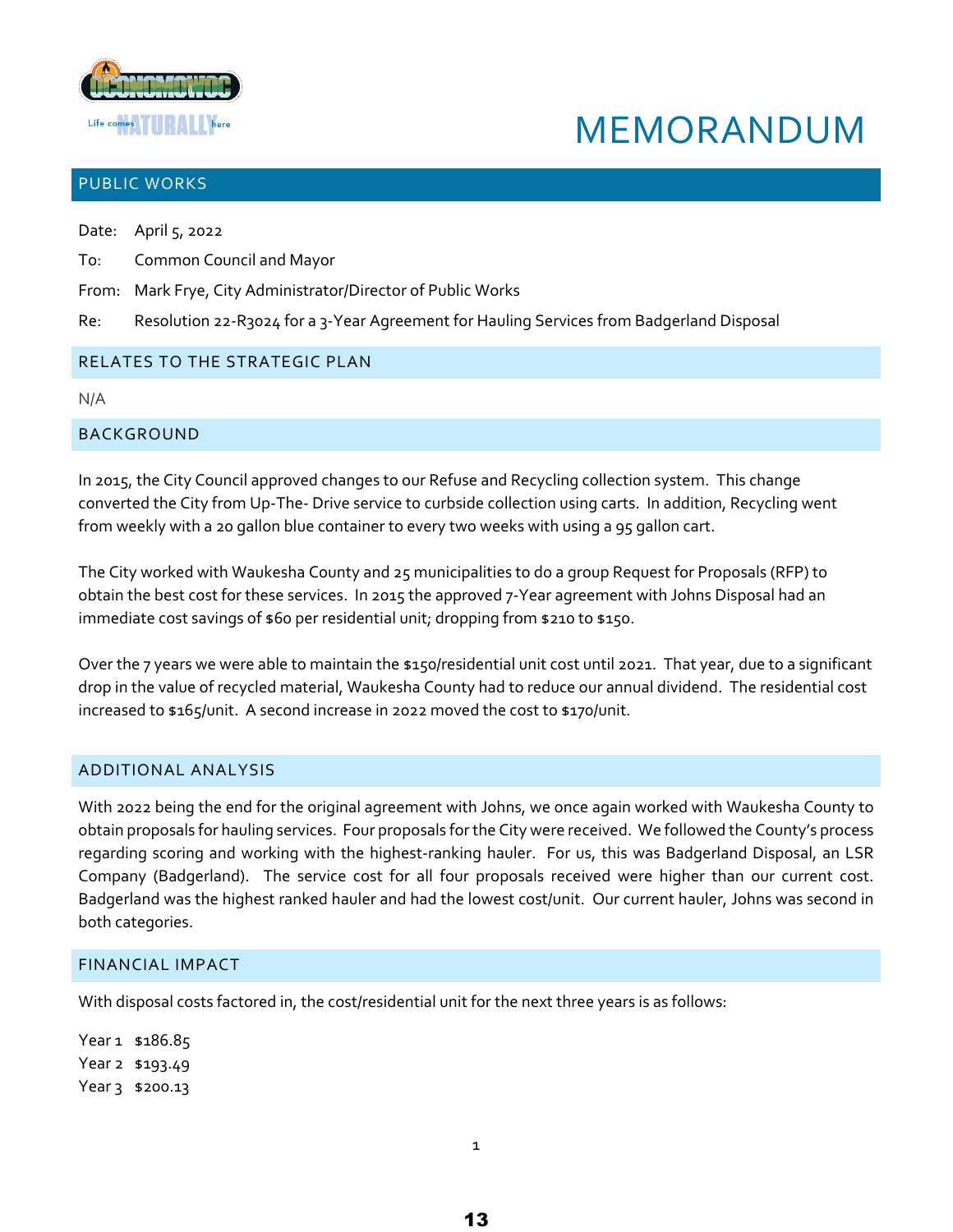# MEMORANDUM

## PUBLIC WORKS

Date: April 5, 2022

To: Common Council and Mayor

From: Mark Frye, City Administrator/Director of Public Works

Re: Resolution 22-R3024 for a 3-Year Agreement for Hauling Services from Badgerland Disposal

## RELATES TO THE STRATEGIC PLAN

N/A

## BACKGROUND

In 2015, the City Council approved changes to our Refuse and Recycling collection system. This change converted the City from Up-The- Drive service to curbside collection using carts. In addition, Recycling went from weekly with a 20 gallon blue container to every two weeks with using a 95 gallon cart.

The City worked with Waukesha County and 25 municipalities to do a group Request for Proposals (RFP) to obtain the best cost for these services. In 2015 the approved 7-Year agreement with Johns Disposal had an immediate cost savings of $60 per residential unit; dropping from $210 to $150.

Over the 7 years we were able to maintain the $150/residential unit cost until 2021. That year, due to a significant drop in the value of recycled material, Waukesha County had to reduce our annual dividend. The residential cost increased to $165/unit. A second increase in 2022 moved the cost to $170/unit.

## ADDITIONAL ANALYSIS

With 2022 being the end for the original agreement with Johns, we once again worked with Waukesha County to obtain proposals for hauling services. Four proposals for the City were received. We followed the County's process regarding scoring and working with the highest-ranking hauler. For us, this was Badgerland Disposal, an LSR Company (Badgerland). The service cost for all four proposals received were higher than our current cost. Badgerland was the highest ranked hauler and had the lowest cost/unit. Our current hauler, Johns was second in both categories.

## FINANCIAL IMPACT

With disposal costs factored in, the cost/residential unit for the next three years is as follows:

Year 1 $186.85
Year 2 $193.49
Year 3 $200.13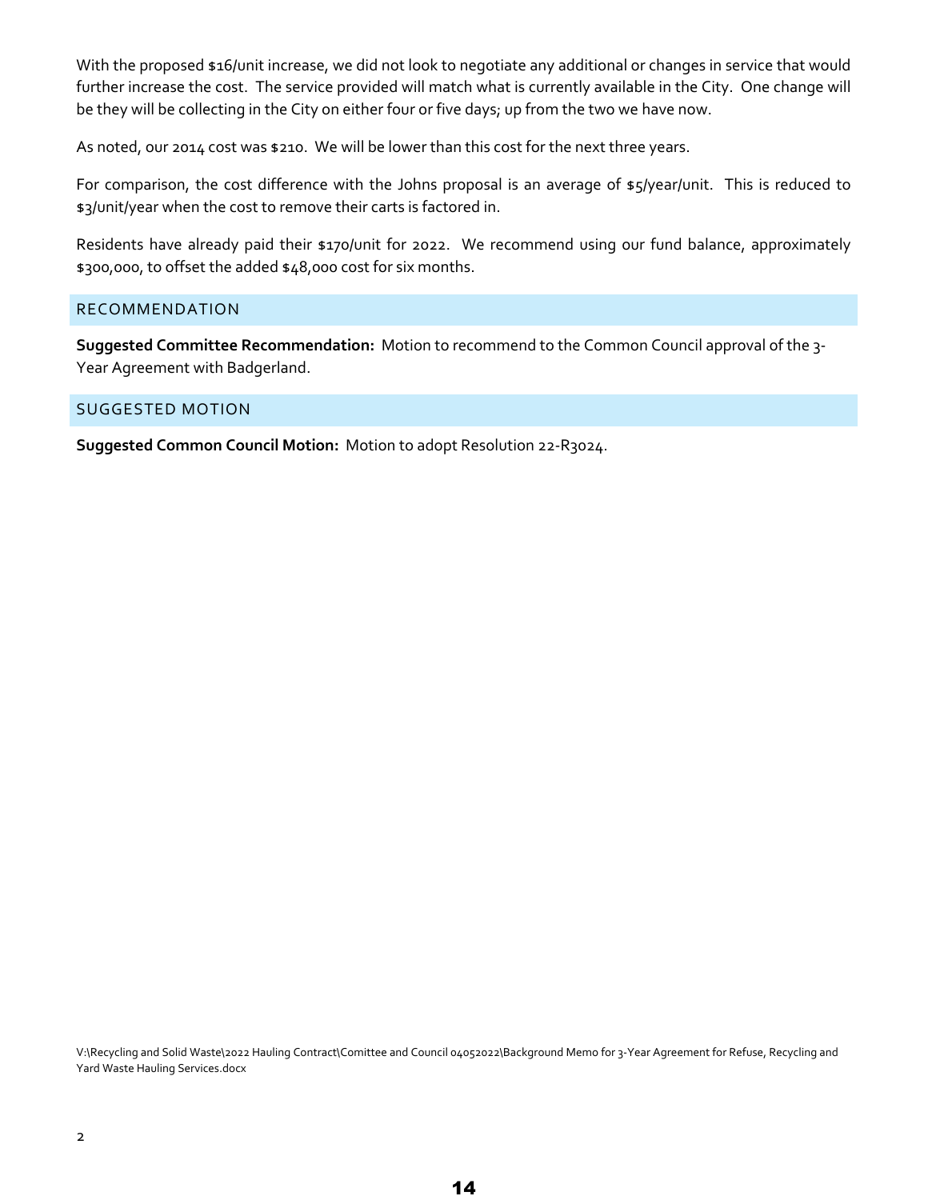With the proposed $16/unit increase, we did not look to negotiate any additional or changes in service that would further increase the cost. The service provided will match what is currently available in the City. One change will be they will be collecting in the City on either four or five days; up from the two we have now.

As noted, our 2014 cost was $210. We will be lower than this cost for the next three years.

For comparison, the cost difference with the Johns proposal is an average of $5/year/unit. This is reduced to $3/unit/year when the cost to remove their carts is factored in.

Residents have already paid their $170/unit for 2022. We recommend using our fund balance, approximately $300,000, to offset the added $48,000 cost for six months.

## RECOMMENDATION

**Suggested Committee Recommendation:** Motion to recommend to the Common Council approval of the 3-Year Agreement with Badgerland.

## SUGGESTED MOTION

**Suggested Common Council Motion:** Motion to adopt Resolution 22-R3024.

V:\Recycling and Solid Waste\2022 Hauling Contract\Comittee and Council 04052022\Background Memo for 3-Year Agreement for Refuse, Recycling and Yard Waste Hauling Services.docx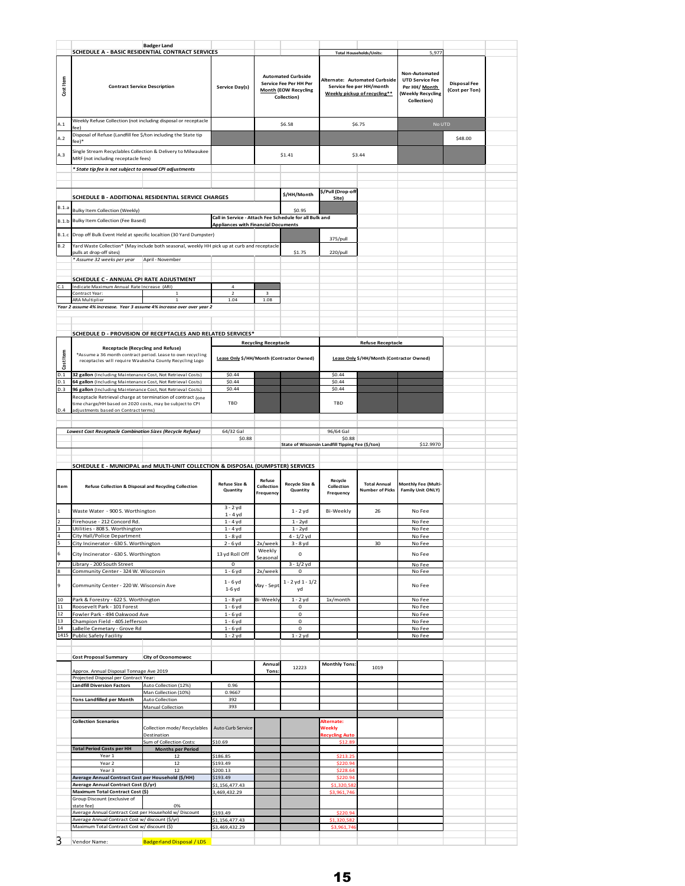Badger Land

## SCHEDULE A - BASIC RESIDENTIAL CONTRACT SERVICES

Total Households/Units: 5,977

| Cost Item | Contract Service Description | Service Day(s) | Automated Curbside Service Fee Per HH Per Month (EOW Recycling Collection) | Alternate: Automated Curbside Service fee per HH/month Weekly pickup of recycling** | Non-Automated UTD Service Fee Per HH/ Month (Weekly Recycling Collection) | Disposal Fee (Cost per Ton) |
|---|---|---|---|---|---|---|
| A.1 | Weekly Refuse Collection (not including disposal or receptacle fee) | | $6.58 | $6.75 | No UTD | |
| A.2 | Disposal of Refuse (Landfill fee $/ton including the State tip fee)* | | | | | $48.00 |
| A.3 | Single Stream Recyclables Collection & Delivery to Milwaukee MRF (not including receptacle fees) | | $1.41 | $3.44 | | |

*** State tip fee is not subject to annual CPI adjustments***

## SCHEDULE B - ADDITIONAL RESIDENTIAL SERVICE CHARGES

| Item | Description | | $/HH/Month | $/Pull (Drop-off Site) |
|---|---|---|---|---|
| B.1.a | Bulky Item Collection (Weekly) | | $0.95 | |
| B.1.b | Bulky Item Collection (Fee Based) | Call in Service - Attach Fee Schedule for all Bulk and Appliances with Financial Documents | | |
| B.1.c | Drop off Bulk Event Held at specific localtion (30 Yard Dumpster) | | | 375/pull |
| B.2 | Yard Waste Collection* (May include both seasonal, weekly HH pick up at curb and receptacle pulls at drop-off sites) | | $1.75 | 220/pull |

** Assume 32 weeks per year* April - November

## SCHEDULE C - ANNUAL CPI RATE ADJUSTMENT

| C.1 | Indicate Maximum Annual Rate Increase (ARI) | | 4 | |
|---|---|---|---|---|
| | Contract Year: | 1 | 2 | 3 |
| | ARA Multiplier | 1 | 1.04 | 1.08 |

***Year 2 assume 4% incresase. Year 3 assume 4% increase over over year 2***

## SCHEDULE D - PROVISION OF RECEPTACLES AND RELATED SERVICES*

| Cost Item | Receptacle (Recycling and Refuse) *Assume a 36 month contract period. Lease to own recycling receptacles will require Waukesha County Recycling Logo | Recycling Receptacle: Lease Only $/HH/Month (Contractor Owned) | Refuse Receptacle: Lease Only $/HH/Month (Contractor Owned) |
|---|---|---|---|
| D.1 | **32 gallon** (Including Maintenance Cost, Not Retrieval Costs) | $0.44 | $0.44 |
| D.1 | **64 gallon** (Including Maintenance Cost, Not Retrieval Costs) | $0.44 | $0.44 |
| D.3 | **96 gallon** (Including Maintenance Cost, Not Retrieval Costs) | $0.44 | $0.44 |
| D.4 | Receptacle Retrieval charge at termination of contract (one time charge/HH based on 2020 costs, may be subject to CPI adjustments based on Contract terms) | TBD | TBD |

| ***Lowest Cost Receptacle Combination Sizes (Recycle Refuse)*** | 64/32 Gal | 96/64 Gal |
|---|---|---|
| | $0.88 | $0.88 |

State of Wisconsin Landfill Tipping Fee ($/ton): $12.9970

## SCHEDULE E - MUNICIPAL and MULTI-UNIT COLLECTION & DISPOSAL (DUMPSTER) SERVICES

| Item | Refuse Collection & Disposal and Recycling Collection | Refuse Size & Quantity | Refuse Collection Frequency | Recycle Size & Quantity | Recycle Collection Frequency | Total Annual Number of Picks | Monthly Fee (Multi-Family Unit ONLY) |
|---|---|---|---|---|---|---|---|
| 1 | Waste Water - 900 S. Worthington | 3 - 2 yd 1 - 4 yd | | 1 - 2 yd | Bi-Weekly | 26 | No Fee |
| 2 | Firehouse - 212 Concord Rd. | 1 - 4 yd | | 1 - 2yd | | | No Fee |
| 3 | Utilities - 808 S. Worthington | 1 - 4 yd | | 1 - 2yd | | | No Fee |
| 4 | City Hall/Police Department | 1 - 8 yd | | 4 - 1/2 yd | | | No Fee |
| 5 | City Incinerator - 630 S. Worthington | 2 - 6 yd | 2x/week | 3 - 8 yd | | 30 | No Fee |
| 6 | City Incinerator - 630 S. Worthington | 13 yd Roll Off | Weekly Seasonal | 0 | | | No Fee |
| 7 | Library - 200 South Street | 0 | | 3 - 1/2 yd | | | No Fee |
| 8 | Community Center - 324 W. Wisconsin | 1 - 6 yd | 2x/week | 0 | | | No Fee |
| 9 | Community Center - 220 W. Wisconsin Ave | 1 - 6 yd 1-6 yd | May - Sept | 1 - 2 yd 1 - 1/2 yd | | | No Fee |
| 10 | Park & Forestry - 622 S. Worthington | 1 - 8 yd | Bi-Weekly | 1 - 2 yd | 1x/month | | No Fee |
| 11 | Roosevelt Park - 101 Forest | 1 - 6 yd | | 0 | | | No Fee |
| 12 | Fowler Park - 494 Oakwood Ave | 1 - 6 yd | | 0 | | | No Fee |
| 13 | Champion Field - 405 Jefferson | 1 - 6 yd | | 0 | | | No Fee |
| 14 | LaBelle Cemetary - Grove Rd | 1 - 6 yd | | 0 | | | No Fee |
| 1415 | Public Safety Facility | 1 - 2 yd | | 1 - 2 yd | | | No Fee |

## Cost Proposal Summary — City of Oconomowoc

| | | | Annual Tons: | 12223 | Monthly Tons: | 1019 |
|---|---|---|---|---|---|---|
| Approx. Annual Disposal Tonnage Ave 2019 | | | | | | |
| Projected Disposal per Contract Year: | | | | | | |
| **Landfill Diversion Factors** | Auto Collection (12%) | 0.96 | | | | |
| | Man Collection (10%) | 0.9667 | | | | |
| **Tons Landfilled per Month** | Auto Collection | 392 | | | | |
| | Manual Collection | 393 | | | | |

| **Collection Scenarios** | | | |
|---|---|---|---|
| | Collection mode/ Recyclables Destination | Auto Curb Service | Alternate: Weekly Recycling Auto |
| | Sum of Collection Costs: | $10.69 | $12.89 |
| **Total Period Costs per HH** | **Months per Period** | | |
| Year 1 | 12 | $186.85 | $213.25 |
| Year 2 | 12 | $193.49 | $220.94 |
| Year 3 | 12 | $200.13 | $228.64 |
| **Average Annual Contract Cost per Household ($/HH)** | | $193.49 | $220.94 |
| **Average Annual Contract Cost ($/yr)** | | $1,156,477.43 | $1,320,582 |
| **Maximum Total Contract Cost ($)** | | 3,469,432.29 | $3,961,746 |
| Group Discount (exclusive of state fee) | 0% | | |
| Average Annual Contract Cost per Household w/ Discount | | $193.49 | $220.94 |
| Average Annual Contract Cost w/ discount ($/yr) | | $1,156,477.43 | $1,320,582 |
| Maximum Total Contract Cost w/ discount ($) | | $3,469,432.29 | $3,961,746 |

3 Vendor Name: Badgerland Disposal / LDS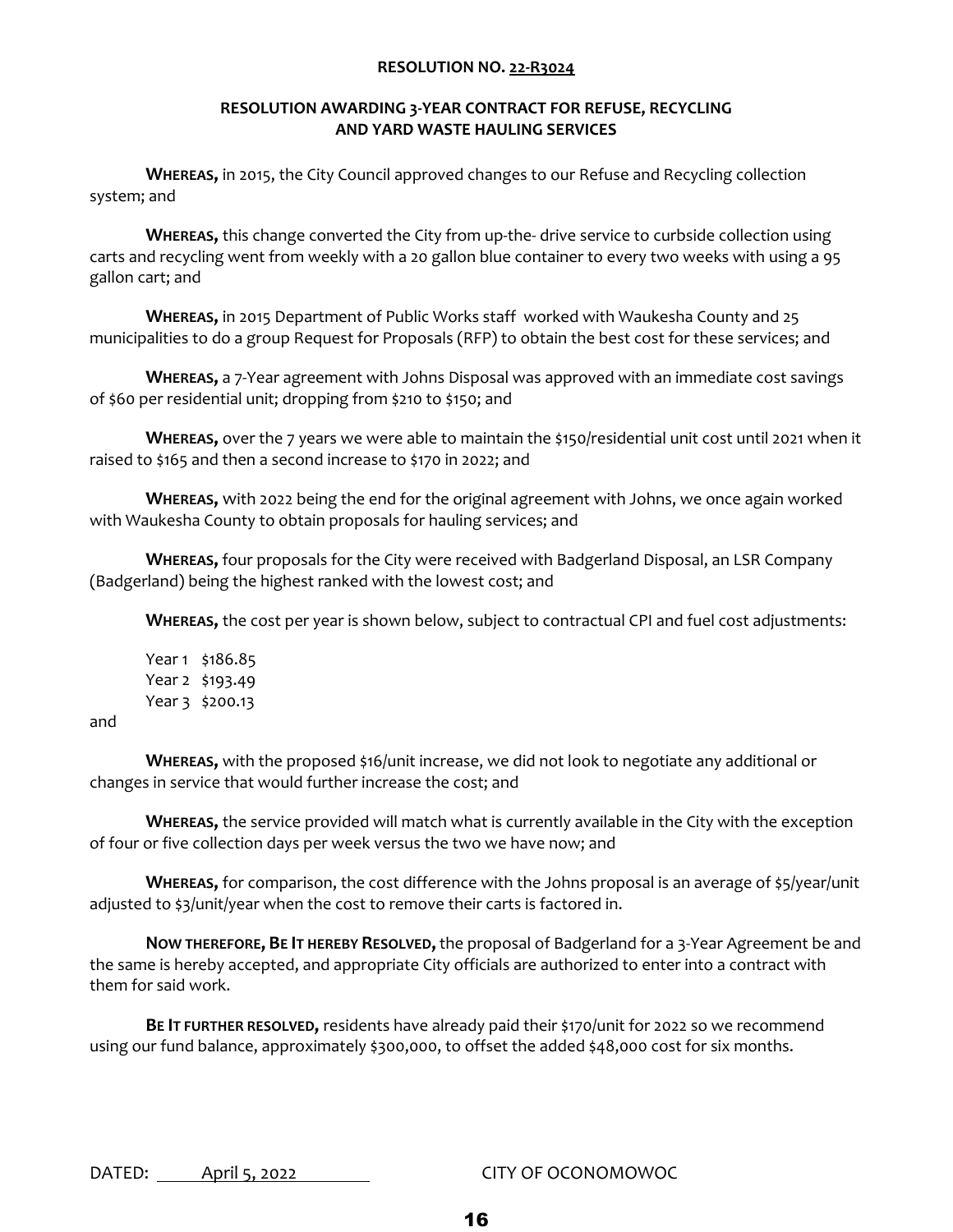**RESOLUTION NO. 22-R3024**

**RESOLUTION AWARDING 3-YEAR CONTRACT FOR REFUSE, RECYCLING AND YARD WASTE HAULING SERVICES**

**WHEREAS,** in 2015, the City Council approved changes to our Refuse and Recycling collection system; and

**WHEREAS,** this change converted the City from up-the- drive service to curbside collection using carts and recycling went from weekly with a 20 gallon blue container to every two weeks with using a 95 gallon cart; and

**WHEREAS,** in 2015 Department of Public Works staff worked with Waukesha County and 25 municipalities to do a group Request for Proposals (RFP) to obtain the best cost for these services; and

**WHEREAS,** a 7-Year agreement with Johns Disposal was approved with an immediate cost savings of $60 per residential unit; dropping from $210 to $150; and

**WHEREAS,** over the 7 years we were able to maintain the $150/residential unit cost until 2021 when it raised to $165 and then a second increase to $170 in 2022; and

**WHEREAS,** with 2022 being the end for the original agreement with Johns, we once again worked with Waukesha County to obtain proposals for hauling services; and

**WHEREAS,** four proposals for the City were received with Badgerland Disposal, an LSR Company (Badgerland) being the highest ranked with the lowest cost; and

**WHEREAS,** the cost per year is shown below, subject to contractual CPI and fuel cost adjustments:

Year 1 $186.85
Year 2 $193.49
Year 3 $200.13

and

**WHEREAS,** with the proposed $16/unit increase, we did not look to negotiate any additional or changes in service that would further increase the cost; and

**WHEREAS,** the service provided will match what is currently available in the City with the exception of four or five collection days per week versus the two we have now; and

**WHEREAS,** for comparison, the cost difference with the Johns proposal is an average of $5/year/unit adjusted to $3/unit/year when the cost to remove their carts is factored in.

**NOW THEREFORE, BE IT HEREBY RESOLVED,** the proposal of Badgerland for a 3-Year Agreement be and the same is hereby accepted, and appropriate City officials are authorized to enter into a contract with them for said work.

**BE IT FURTHER RESOLVED,** residents have already paid their $170/unit for 2022 so we recommend using our fund balance, approximately $300,000, to offset the added $48,000 cost for six months.

DATED: April 5, 2022

CITY OF OCONOMOWOC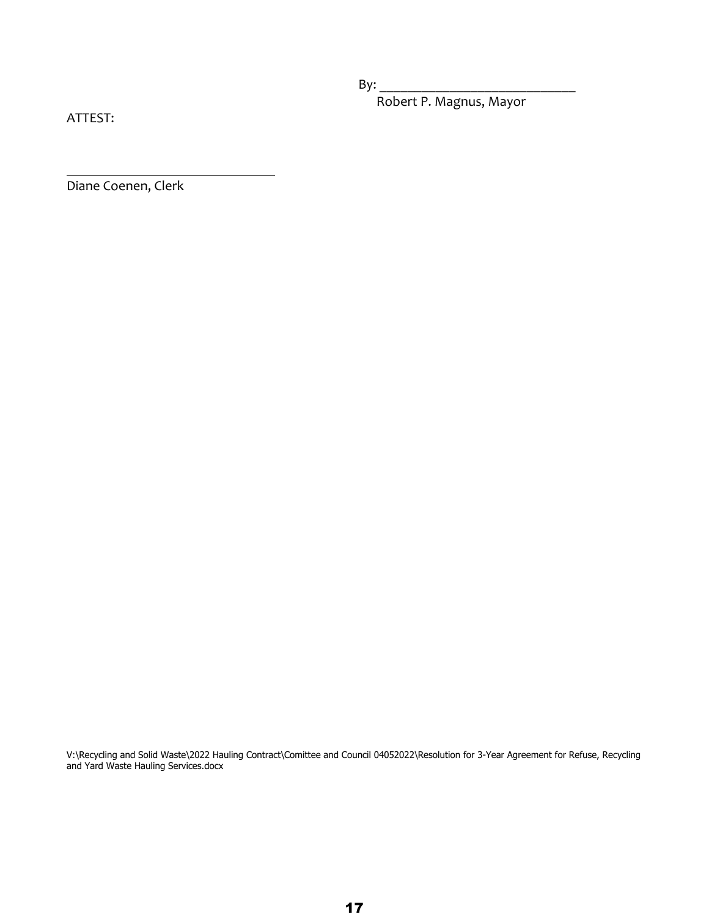By: ____________________________

Robert P. Magnus, Mayor

ATTEST:

________________________________

Diane Coenen, Clerk

V:\Recycling and Solid Waste\2022 Hauling Contract\Comittee and Council 04052022\Resolution for 3-Year Agreement for Refuse, Recycling and Yard Waste Hauling Services.docx